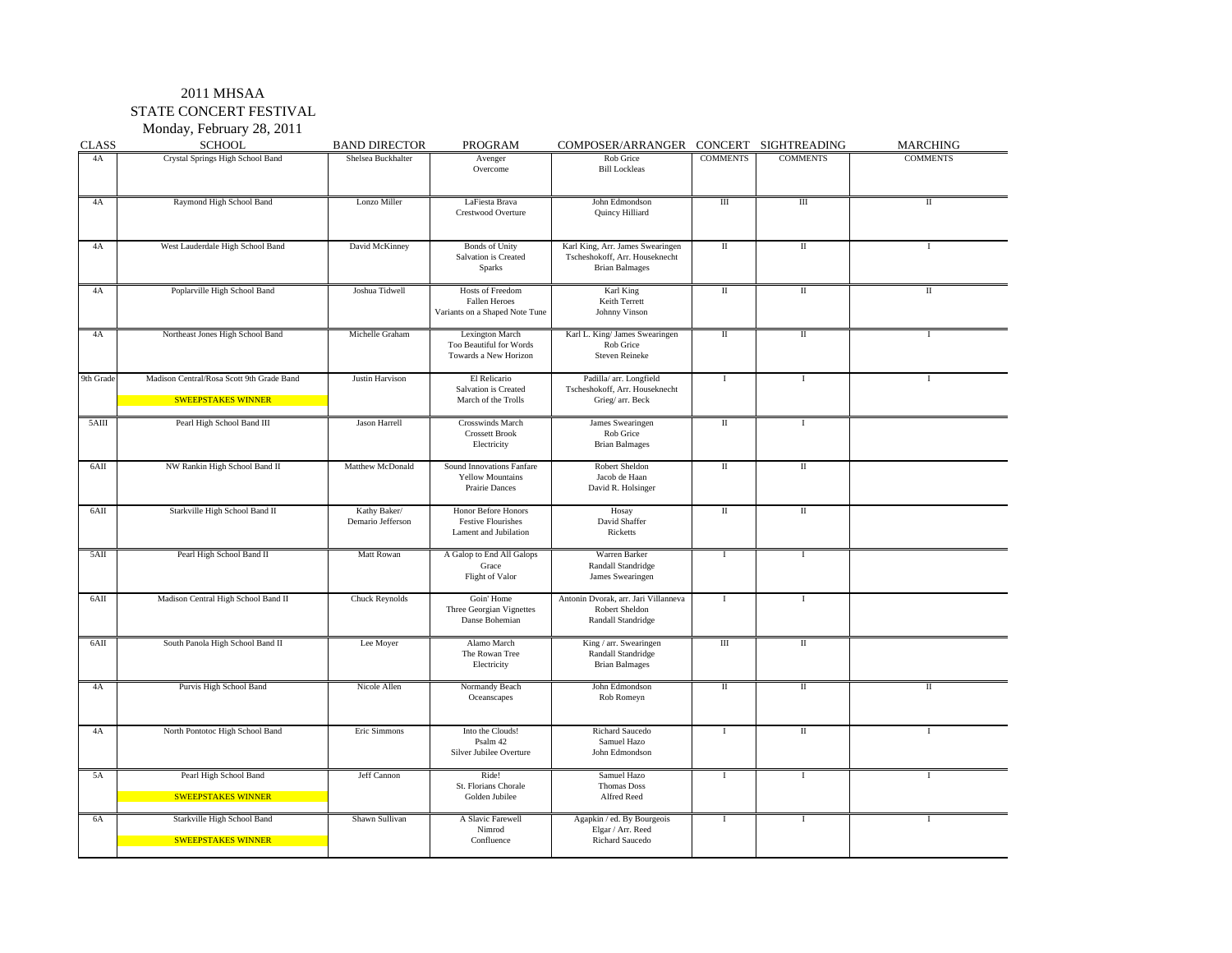2011 MHSAA

STATE CONCERT FESTIVAL

Monday, February 28, 2011

| CLASS | SCHOOL | BAND DIRECTOR | PROGRAM | COMPOSER/ARRANGER | CONCERT | SIGHTREADING | MARCHING |
|---|---|---|---|---|---|---|---|
| 4A | Crystal Springs High School Band | Shelsea Buckhalter | Avenger<br>Overcome | Rob Grice<br>Bill Locklear | COMMENTS | COMMENTS | COMMENTS |
| 4A | Raymond High School Band | Lonzo Miller | LaFiesta Brava<br>Crestwood Overture | John Edmondson<br>Quincy Hilliard | III | III | II |
| 4A | West Lauderdale High School Band | David McKinney | Bonds of Unity<br>Salvation is Created<br>Sparks | Karl King, Arr. James Swearingen<br>Tscheshokoff, Arr. Houseknecht<br>Brian Balmages | II | II | I |
| 4A | Poplarville High School Band | Joshua Tidwell | Hosts of Freedom<br>Fallen Heroes<br>Variants on a Shaped Note Tune | Karl King<br>Keith Terrett<br>Johnny Vinson | II | II | II |
| 4A | Northeast Jones High School Band | Michelle Graham | Lexington March<br>Too Beautiful for Words<br>Towards a New Horizon | Karl L. King/ James Swearingen<br>Rob Grice<br>Steven Reineke | II | II | I |
| 9th Grade | Madison Central/Rosa Scott 9th Grade Band<br>SWEEPSTAKES WINNER | Justin Harvison | El Relicario<br>Salvation is Created<br>March of the Trolls | Padilla/ arr. Longfield<br>Tscheshokoff, Arr. Houseknecht<br>Grieg/ arr. Beck | I | I | I |
| 5AIII | Pearl High School Band III | Jason Harrell | Crosswinds March<br>Crossett Brook<br>Electricity | James Swearingen<br>Rob Grice<br>Brian Balmages | II | I | |
| 6AII | NW Rankin High School Band II | Matthew McDonald | Sound Innovations Fanfare<br>Yellow Mountains<br>Prairie Dances | Robert Sheldon<br>Jacob de Haan<br>David R. Holsinger | II | II | |
| 6AII | Starkville High School Band II | Kathy Baker/<br>Demario Jefferson | Honor Before Honors<br>Festive Flourishes<br>Lament and Jubilation | Hosay<br>David Shaffer<br>Ricketts | II | II | |
| 5AII | Pearl High School Band II | Matt Rowan | A Galop to End All Galops<br>Grace<br>Flight of Valor | Warren Barker<br>Randall Standridge<br>James Swearingen | I | I | |
| 6AII | Madison Central High School Band II | Chuck Reynolds | Goin' Home<br>Three Georgian Vignettes<br>Danse Bohemian | Antonin Dvorak, arr. Jari Villanneva<br>Robert Sheldon<br>Randall Standridge | I | I | |
| 6AII | South Panola High School Band II | Lee Moyer | Alamo March<br>The Rowan Tree<br>Electricity | King / arr. Swearingen<br>Randall Standridge<br>Brian Balmages | III | II | |
| 4A | Purvis High School Band | Nicole Allen | Normandy Beach<br>Oceanscapes | John Edmondson<br>Rob Romeyn | II | II | II |
| 4A | North Pontotoc High School Band | Eric Simmons | Into the Clouds!<br>Psalm 42<br>Silver Jubilee Overture | Richard Saucedo<br>Samuel Hazo<br>John Edmondson | I | II | I |
| 5A | Pearl High School Band<br>SWEEPSTAKES WINNER | Jeff Cannon | Ride!<br>St. Florians Chorale<br>Golden Jubilee | Samuel Hazo<br>Thomas Doss<br>Alfred Reed | I | I | I |
| 6A | Starkville High School Band<br>SWEEPSTAKES WINNER | Shawn Sullivan | A Slavic Farewell<br>Nimrod<br>Confluence | Agapkin / ed. By Bourgeois<br>Elgar / Arr. Reed<br>Richard Saucedo | I | I | I |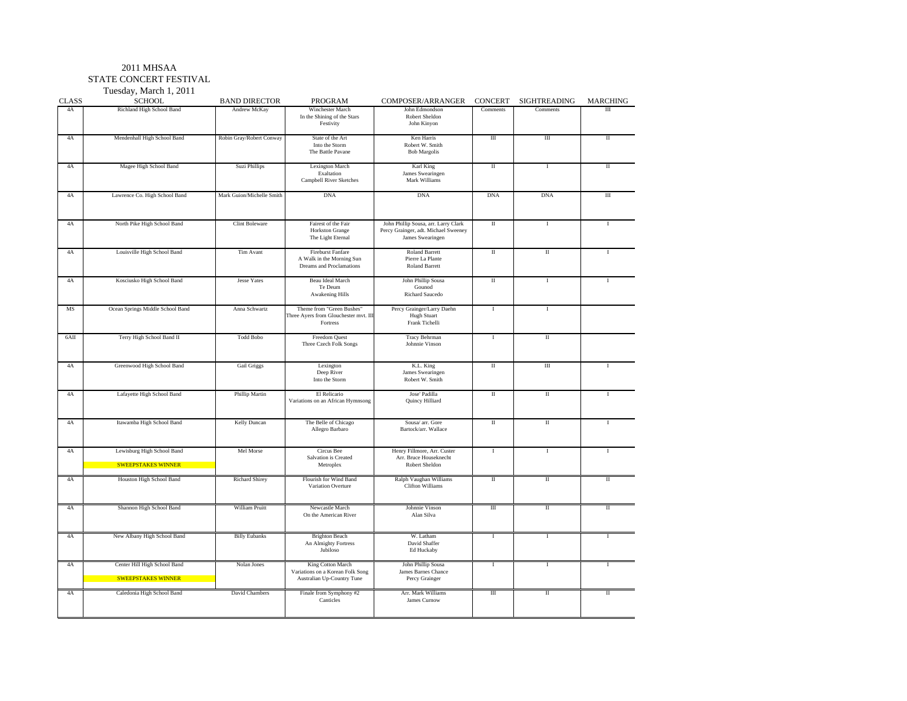# 2011 MHSAA

## STATE CONCERT FESTIVAL

Tuesday, March 1, 2011

| CLASS | SCHOOL | BAND DIRECTOR | PROGRAM | COMPOSER/ARRANGER | CONCERT | SIGHTREADING | MARCHING |
|---|---|---|---|---|---|---|---|
| 4A | Richland High School Band | Andrew McKay | Winchester March<br>In the Shining of the Stars<br>Festivity | John Edmondson<br>Robert Sheldon<br>John Kinyon | Comments | Comments | III |
| 4A | Mendenhall High School Band | Robin Gray/Robert Conway | State of the Art<br>Into the Storm<br>The Battle Pavane | Ken Harris<br>Robert W. Smith<br>Bob Margolis | III | III | II |
| 4A | Magee High School Band | Suzi Phillips | Lexington March<br>Exaltation<br>Campbell River Sketches | Karl King<br>James Swearingen<br>Mark Williams | II | I | II |
| 4A | Lawrence Co. High School Band | Mark Guion/Michelle Smith | DNA | DNA | DNA | DNA | III |
| 4A | North Pike High School Band | Clint Boleware | Fairest of the Fair<br>Horkston Grange<br>The Light Eternal | John Phillip Sousa, arr. Larry Clark<br>Percy Grainger, adt. Michael Sweeney<br>James Swearingen | II | I | I |
| 4A | Louisville High School Band | Tim Avant | Fireburst Fanfare<br>A Walk in the Morning Sun<br>Dreams and Proclamations | Roland Barrett<br>Pierre La Plante<br>Roland Barrett | II | II | I |
| 4A | Kosciusko High School Band | Jesse Yates | Beau Ideal March<br>Te Deum<br>Awakening Hills | John Phillip Sousa<br>Gounod<br>Richard Saucedo | II | I | I |
| MS | Ocean Springs Middle School Band | Anna Schwartz | Theme from "Green Bushes"<br>Three Ayers from Glouchester mvt. III<br>Fortress | Percy Grainger/Larry Daehn<br>Hugh Stuart<br>Frank Tichelli | I | I | |
| 6AII | Terry High School Band II | Todd Bobo | Freedom Quest<br>Three Czech Folk Songs | Tracy Behrman<br>Johnnie Vinson | I | II | |
| 4A | Greenwood High School Band | Gail Griggs | Lexington<br>Deep River<br>Into the Storm | K.L. King<br>James Swearingen<br>Robert W. Smith | II | III | I |
| 4A | Lafayette High School Band | Phillip Martin | El Relicario<br>Variations on an African Hymnsong | Jose' Padilla<br>Quincy Hilliard | II | II | I |
| 4A | Itawamba High School Band | Kelly Duncan | The Belle of Chicago<br>Allegro Barbaro | Sousa/ arr. Gore<br>Bartock/arr. Wallace | II | II | I |
| 4A | Lewisburg High School Band<br>SWEEPSTAKES WINNER | Mel Morse | Circus Bee<br>Salvation is Created<br>Metroplex | Henry Fillmore, Arr. Custer<br>Arr. Bruce Houseknecht<br>Robert Sheldon | I | I | I |
| 4A | Houston High School Band | Richard Shirey | Flourish for Wind Band<br>Variation Overture | Ralph Vaughan Williams<br>Clifton Williams | II | II | II |
| 4A | Shannon High School Band | William Pruitt | Newcastle March<br>On the American River | Johnnie Vinson<br>Alan Silva | III | II | II |
| 4A | New Albany High School Band | Billy Eubanks | Brighton Beach<br>An Almighty Fortress<br>Jubiloso | W. Latham<br>David Shaffer<br>Ed Huckaby | I | I | I |
| 4A | Center Hill High School Band<br>SWEEPSTAKES WINNER | Nolan Jones | King Cotton March<br>Variations on a Korean Folk Song<br>Australian Up-Country Tune | John Phillip Sousa<br>James Barnes Chance<br>Percy Grainger | I | I | I |
| 4A | Caledonia High School Band | David Chambers | Finale from Symphony #2<br>Canticles | Arr. Mark Williams<br>James Curnow | III | II | II |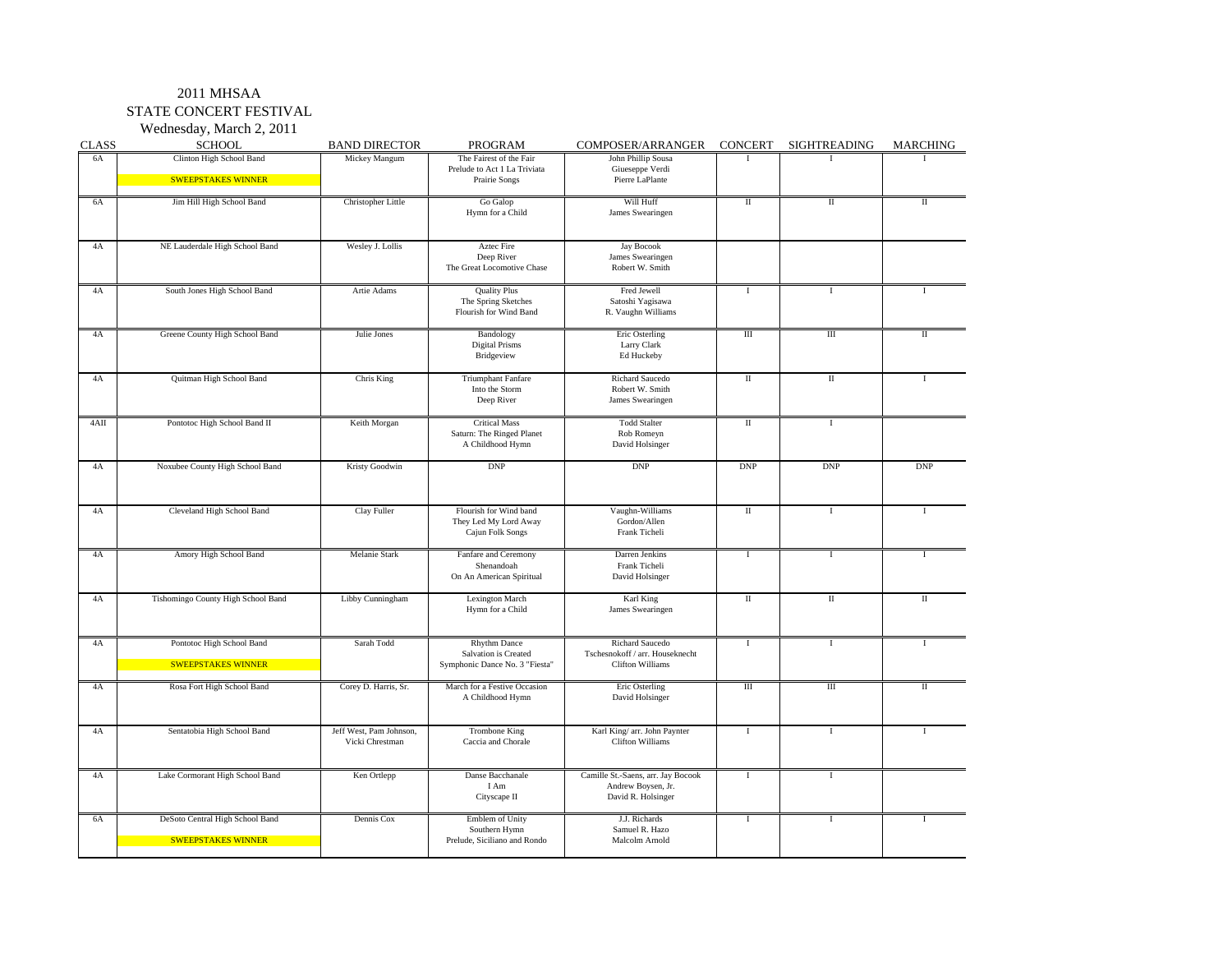# 2011 MHSAA
## STATE CONCERT FESTIVAL
### Wednesday, March 2, 2011

| CLASS | SCHOOL | BAND DIRECTOR | PROGRAM | COMPOSER/ARRANGER | CONCERT | SIGHTREADING | MARCHING |
|---|---|---|---|---|---|---|---|
| 6A | Clinton High School Band<br>SWEEPSTAKES WINNER | Mickey Mangum | The Fairest of the Fair<br>Prelude to Act 1 La Triviata<br>Prairie Songs | John Phillip Sousa<br>Giueseppe Verdi<br>Pierre LaPlante | I | I | I |
| 6A | Jim Hill High School Band | Christopher Little | Go Galop<br>Hymn for a Child | Will Huff<br>James Swearingen | II | II | II |
| 4A | NE Lauderdale High School Band | Wesley J. Lollis | Aztec Fire<br>Deep River<br>The Great Locomotive Chase | Jay Bocook<br>James Swearingen<br>Robert W. Smith | | | |
| 4A | South Jones High School Band | Artie Adams | Quality Plus<br>The Spring Sketches<br>Flourish for Wind Band | Fred Jewell<br>Satoshi Yagisawa<br>R. Vaughn Williams | I | I | I |
| 4A | Greene County High School Band | Julie Jones | Bandology<br>Digital Prisms<br>Bridgeview | Eric Osterling<br>Larry Clark<br>Ed Huckeby | III | III | II |
| 4A | Quitman High School Band | Chris King | Triumphant Fanfare<br>Into the Storm<br>Deep River | Richard Saucedo<br>Robert W. Smith<br>James Swearingen | II | II | I |
| 4AII | Pontotoc High School Band II | Keith Morgan | Critical Mass<br>Saturn: The Ringed Planet<br>A Childhood Hymn | Todd Stalter<br>Rob Romeyn<br>David Holsinger | II | I | |
| 4A | Noxubee County High School Band | Kristy Goodwin | DNP | DNP | DNP | DNP | DNP |
| 4A | Cleveland High School Band | Clay Fuller | Flourish for Wind band<br>They Led My Lord Away<br>Cajun Folk Songs | Vaughn-Williams<br>Gordon/Allen<br>Frank Ticheli | II | I | I |
| 4A | Amory High School Band | Melanie Stark | Fanfare and Ceremony<br>Shenandoah<br>On An American Spiritual | Darren Jenkins<br>Frank Ticheli<br>David Holsinger | I | I | I |
| 4A | Tishomingo County High School Band | Libby Cunningham | Lexington March<br>Hymn for a Child | Karl King<br>James Swearingen | II | II | II |
| 4A | Pontotoc High School Band<br>SWEEPSTAKES WINNER | Sarah Todd | Rhythm Dance<br>Salvation is Created<br>Symphonic Dance No. 3 "Fiesta" | Richard Saucedo<br>Tschesnokoff / arr. Houseknecht<br>Clifton Williams | I | I | I |
| 4A | Rosa Fort High School Band | Corey D. Harris, Sr. | March for a Festive Occasion<br>A Childhood Hymn | Eric Osterling<br>David Holsinger | III | III | II |
| 4A | Sentatobia High School Band | Jeff West, Pam Johnson,<br>Vicki Chrestman | Trombone King<br>Caccia and Chorale | Karl King/ arr. John Paynter<br>Clifton Williams | I | I | I |
| 4A | Lake Cormorant High School Band | Ken Ortlepp | Danse Bacchanale<br>I Am<br>Cityscape II | Camille St.-Saens, arr. Jay Bocook<br>Andrew Boysen, Jr.<br>David R. Holsinger | I | I | |
| 6A | DeSoto Central High School Band<br>SWEEPSTAKES WINNER | Dennis Cox | Emblem of Unity<br>Southern Hymn<br>Prelude, Siciliano and Rondo | J.J. Richards<br>Samuel R. Hazo<br>Malcolm Arnold | I | I | I |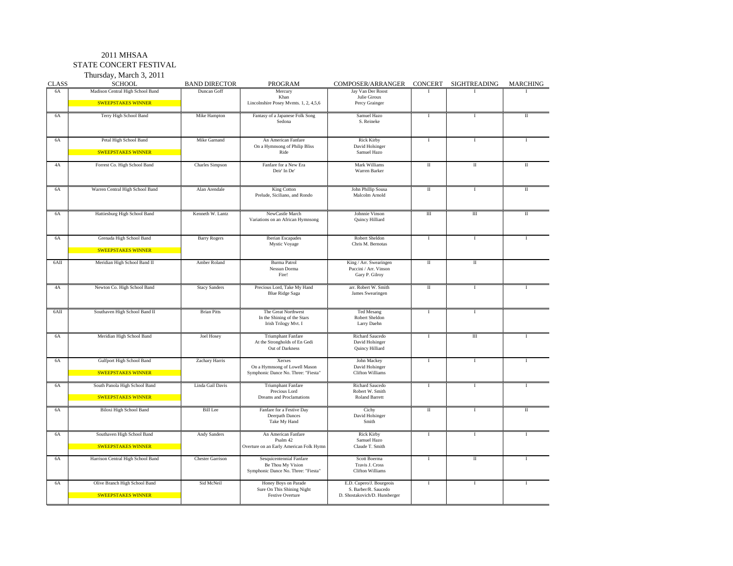2011 MHSAA
STATE CONCERT FESTIVAL
Thursday, March 3, 2011

| CLASS | SCHOOL | BAND DIRECTOR | PROGRAM | COMPOSER/ARRANGER | CONCERT | SIGHTREADING | MARCHING |
|---|---|---|---|---|---|---|---|
| 6A | Madison Central High School Band<br>SWEEPSTAKES WINNER | Duncan Goff | Mercury<br>Khan<br>Lincolnshire Posey Mvmts. 1, 2, 4,5,6 | Jay Van Der Roost<br>Julie Giroux<br>Percy Grainger | I | I | I |
| 6A | Terry High School Band | Mike Hampton | Fantasy of a Japanese Folk Song<br>Sedona | Samuel Hazo<br>S. Reineke | I | I | II |
| 6A | Petal High School Band<br>SWEEPSTAKES WINNER | Mike Garnand | An American Fanfare<br>On a Hymnsong of Philip Bliss<br>Ride | Rick Kirby<br>David Holsinger<br>Samuel Hazo | I | I | I |
| 4A | Forrest Co. High School Band | Charles Simpson | Fanfare for a New Era<br>Deir' In De' | Mark Williams<br>Warren Barker | II | II | II |
| 6A | Warren Central High School Band | Alan Arendale | King Cotton<br>Prelude, Siciliano, and Rondo | John Phillip Sousa<br>Malcolm Arnold | II | I | II |
| 6A | Hattiesburg High School Band | Kenneth W. Lantz | NewCastle March<br>Variations on an African Hymnsong | Johnnie Vinson<br>Quincy Hilliard | III | III | II |
| 6A | Grenada High School Band<br>SWEEPSTAKES WINNER | Barry Rogers | Iberian Escapades<br>Mystic Voyage | Robert Sheldon<br>Chris M. Bernotas | I | I | I |
| 6AII | Meridian High School Band II | Amber Roland | Burma Patrol<br>Nessun Dorma<br>Fire! | King / Arr. Swearingen<br>Puccini / Arr. Vinson<br>Gary P. Gilroy | II | II | |
| 4A | Newton Co. High School Band | Stacy Sanders | Precious Lord, Take My Hand<br>Blue Ridge Saga | arr. Robert W. Smith<br>James Swearingen | II | I | I |
| 6AII | Southaven High School Band II | Brian Pitts | The Great Northwest<br>In the Shining of the Stars<br>Irish Trilogy Mvt. I | Ted Mesang<br>Robert Sheldon<br>Larry Daehn | I | I | |
| 6A | Meridian High School Band | Joel Hosey | Triumphant Fanfare<br>At the Strongholds of En Gedi<br>Out of Darkness | Richard Saucedo<br>David Holsinger<br>Quincy Hilliard | I | III | I |
| 6A | Gulfport High School Band<br>SWEEPSTAKES WINNER | Zachary Harris | Xerxes<br>On a Hymnsong of Lowell Mason<br>Symphonic Dance No. Three: "Fiesta" | John Mackey<br>David Holsinger<br>Clifton Williams | I | I | I |
| 6A | South Panola High School Band<br>SWEEPSTAKES WINNER | Linda Gail Davis | Triumphant Fanfare<br>Precious Lord<br>Dreams and Proclamations | Richard Saucedo<br>Robert W. Smith<br>Roland Barrett | I | I | I |
| 6A | Biloxi High School Band | Bill Lee | Fanfare for a Festive Day<br>Deerpath Dances<br>Take My Hand | Cichy<br>David Holsinger<br>Smith | II | I | II |
| 6A | Southaven High School Band<br>SWEEPSTAKES WINNER | Andy Sanders | An American Fanfare<br>Psalm 42<br>Overture on an Early American Folk Hymn | Rick Kirby<br>Samuel Hazo<br>Claude T. Smith | I | I | I |
| 6A | Harrison Central High School Band | Chester Garrison | Sesquicentennial Fanfare<br>Be Thou My Vision<br>Symphonic Dance No. Three: "Fiesta" | Scott Boerma<br>Travis J. Cross<br>Clifton Williams | I | II | I |
| 6A | Olive Branch High School Band<br>SWEEPSTAKES WINNER | Sid McNeil | Honey Boys on Parade<br>Sure On This Shining Night<br>Festive Overture | E.D. Cupero/J. Bourgeois<br>S. Barber/R. Saucedo<br>D. Shostakovich/D. Hunsberger | I | I | I |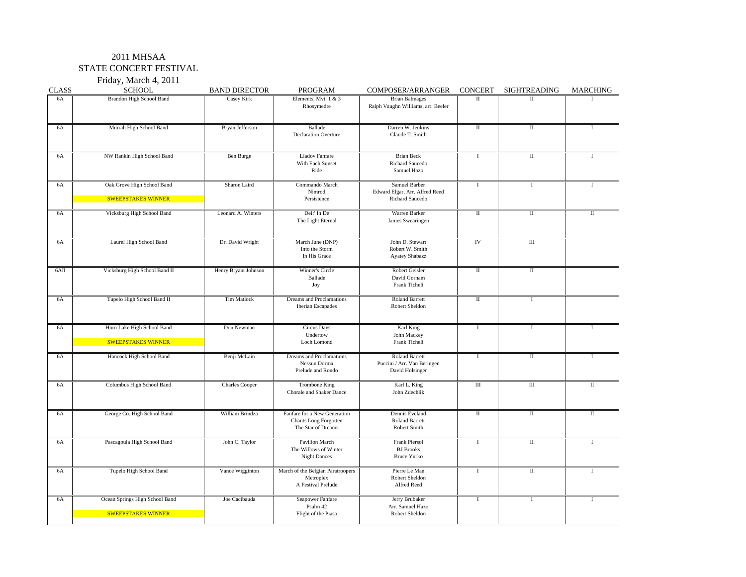# 2011 MHSAA
## STATE CONCERT FESTIVAL
### Friday, March 4, 2011

| CLASS | SCHOOL | BAND DIRECTOR | PROGRAM | COMPOSER/ARRANGER | CONCERT | SIGHTREADING | MARCHING |
|---|---|---|---|---|---|---|---|
| 6A | Brandon High School Band | Casey Kirk | Elements, Mvt. 1 & 3<br>Rhosymedre | Brian Balmages<br>Ralph Vaughn Williams, arr. Beeler | II | II | I |
| 6A | Murrah High School Band | Bryan Jefferson | Ballade<br>Declaration Overture | Darren W. Jenkins<br>Claude T. Smith | II | II | I |
| 6A | NW Rankin High School Band | Ben Burge | Liadov Fanfare<br>With Each Sunset<br>Ride | Brian Beck<br>Richard Saucedo<br>Samuel Hazo | I | II | I |
| 6A | Oak Grove High School Band<br>SWEEPSTAKES WINNER | Sharon Laird | Commando March<br>Nimrod<br>Persistence | Samuel Barber<br>Edward Elgar, Arr. Alfred Reed<br>Richard Saucedo | I | I | I |
| 6A | Vicksburg High School Band | Leonard A. Winters | Deir' In De<br>The Light Eternal | Warren Barker<br>James Swearingen | II | II | II |
| 6A | Laurel High School Band | Dr. David Wright | March June (DNP)<br>Into the Storm<br>In His Grace | John D. Stewart<br>Robert W. Smith<br>Ayatey Shabazz | IV | III | |
| 6AII | Vicksburg High School Band II | Henry Bryant Johnson | Winner's Circle<br>Ballade<br>Joy | Robert Geisler<br>David Gorham<br>Frank Ticheli | II | II | |
| 6A | Tupelo High School Band II | Tim Matlock | Dreams and Proclamations<br>Iberian Escapades | Roland Barrett<br>Robert Sheldon | II | I | |
| 6A | Horn Lake High School Band<br>SWEEPSTAKES WINNER | Don Newman | Circus Days<br>Undertow<br>Loch Lomond | Karl King<br>John Mackey<br>Frank Ticheli | I | I | I |
| 6A | Hancock High School Band | Benji McLain | Dreams and Proclamations<br>Nessun Dorma<br>Prelude and Rondo | Roland Barrett<br>Puccini / Arr. Van Beringen<br>David Holsinger | I | II | I |
| 6A | Columbus High School Band | Charles Cooper | Trombone King<br>Chorale and Shaker Dance | Karl L. King<br>John Zdechlik | III | III | II |
| 6A | George Co. High School Band | William Brindza | Fanfare for a New Generation<br>Chants Long Forgotten<br>The Star of Dreams | Dennis Eveland<br>Roland Barrett<br>Robert Smith | II | II | II |
| 6A | Pascagoula High School Band | John C. Taylor | Pavilion March<br>The Willows of Winter<br>Night Dances | Frank Piersol<br>BJ Brooks<br>Bruce Yurko | I | II | I |
| 6A | Tupelo High School Band | Vance Wigginton | March of the Belgian Paratroopers<br>Metroplex<br>A Festival Prelude | Pierre Le Man<br>Robert Sheldon<br>Alfred Reed | I | II | I |
| 6A | Ocean Springs High School Band<br>SWEEPSTAKES WINNER | Joe Cacibauda | Seapower Fanfare<br>Psalm 42<br>Flight of the Piasa | Jerry Brubaker<br>Arr. Samuel Hazo<br>Robert Sheldon | I | I | I |